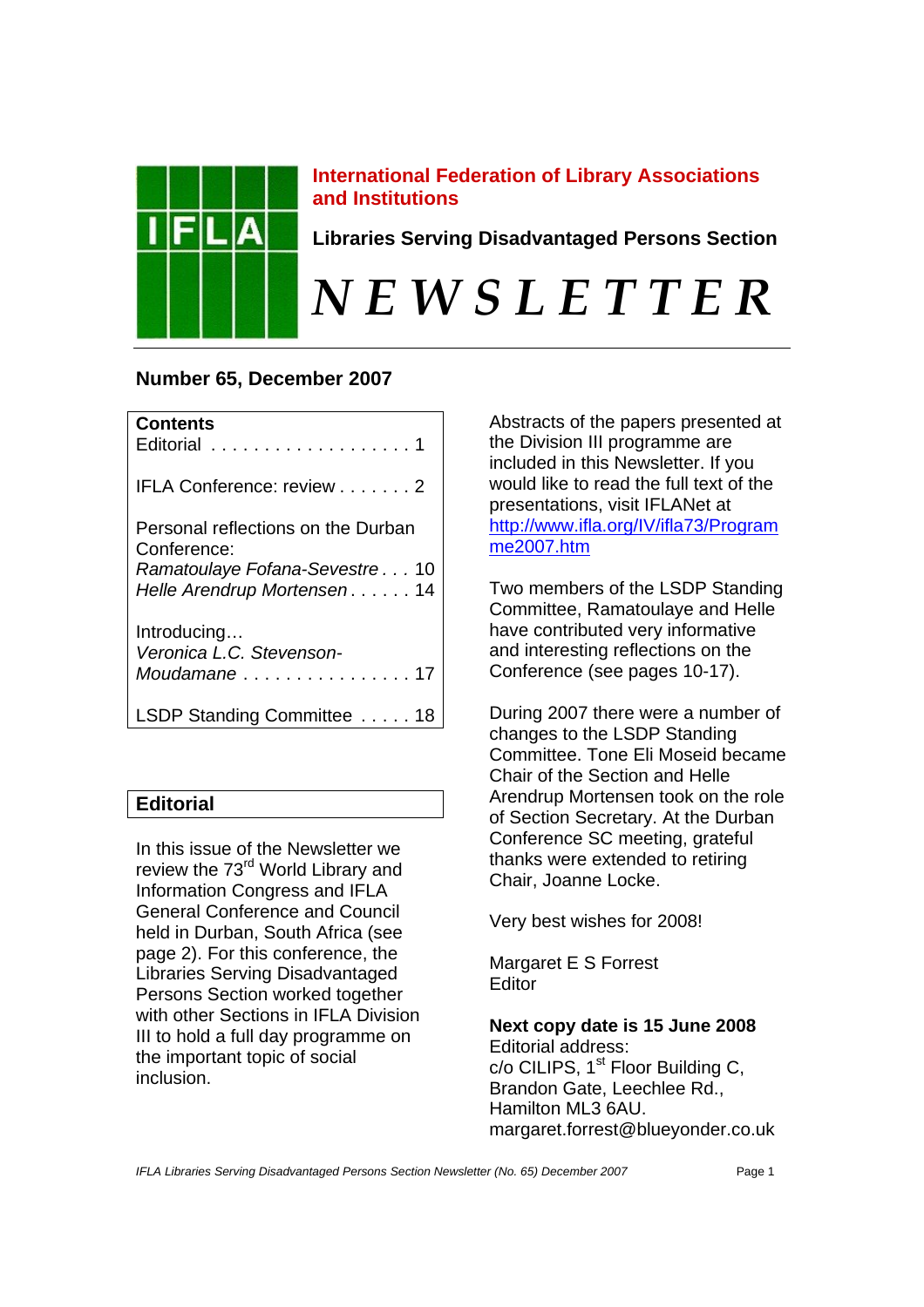**International Federation of Library Associations and Institutions**

**Libraries Serving Disadvantaged Persons Section**

# *NEWSLETTER*

**Number 65, December 2007**

| **Contents** | |
|---|---|
| Editorial | 1 |
| IFLA Conference: review | 2 |
| Personal reflections on the Durban Conference: | |
| *Ramatoulaye Fofana-Sevestre* | 10 |
| *Helle Arendrup Mortensen* | 14 |
| Introducing… *Veronica L.C. Stevenson-Moudamane* | 17 |
| LSDP Standing Committee | 18 |

## Editorial

In this issue of the Newsletter we review the 73rd World Library and Information Congress and IFLA General Conference and Council held in Durban, South Africa (see page 2). For this conference, the Libraries Serving Disadvantaged Persons Section worked together with other Sections in IFLA Division III to hold a full day programme on the important topic of social inclusion.

Abstracts of the papers presented at the Division III programme are included in this Newsletter. If you would like to read the full text of the presentations, visit IFLANet at http://www.ifla.org/IV/ifla73/Programme2007.htm

Two members of the LSDP Standing Committee, Ramatoulaye and Helle have contributed very informative and interesting reflections on the Conference (see pages 10-17).

During 2007 there were a number of changes to the LSDP Standing Committee. Tone Eli Moseid became Chair of the Section and Helle Arendrup Mortensen took on the role of Section Secretary. At the Durban Conference SC meeting, grateful thanks were extended to retiring Chair, Joanne Locke.

Very best wishes for 2008!

Margaret E S Forrest
Editor

**Next copy date is 15 June 2008**
Editorial address:
c/o CILIPS, 1st Floor Building C,
Brandon Gate, Leechlee Rd.,
Hamilton ML3 6AU.
margaret.forrest@blueyonder.co.uk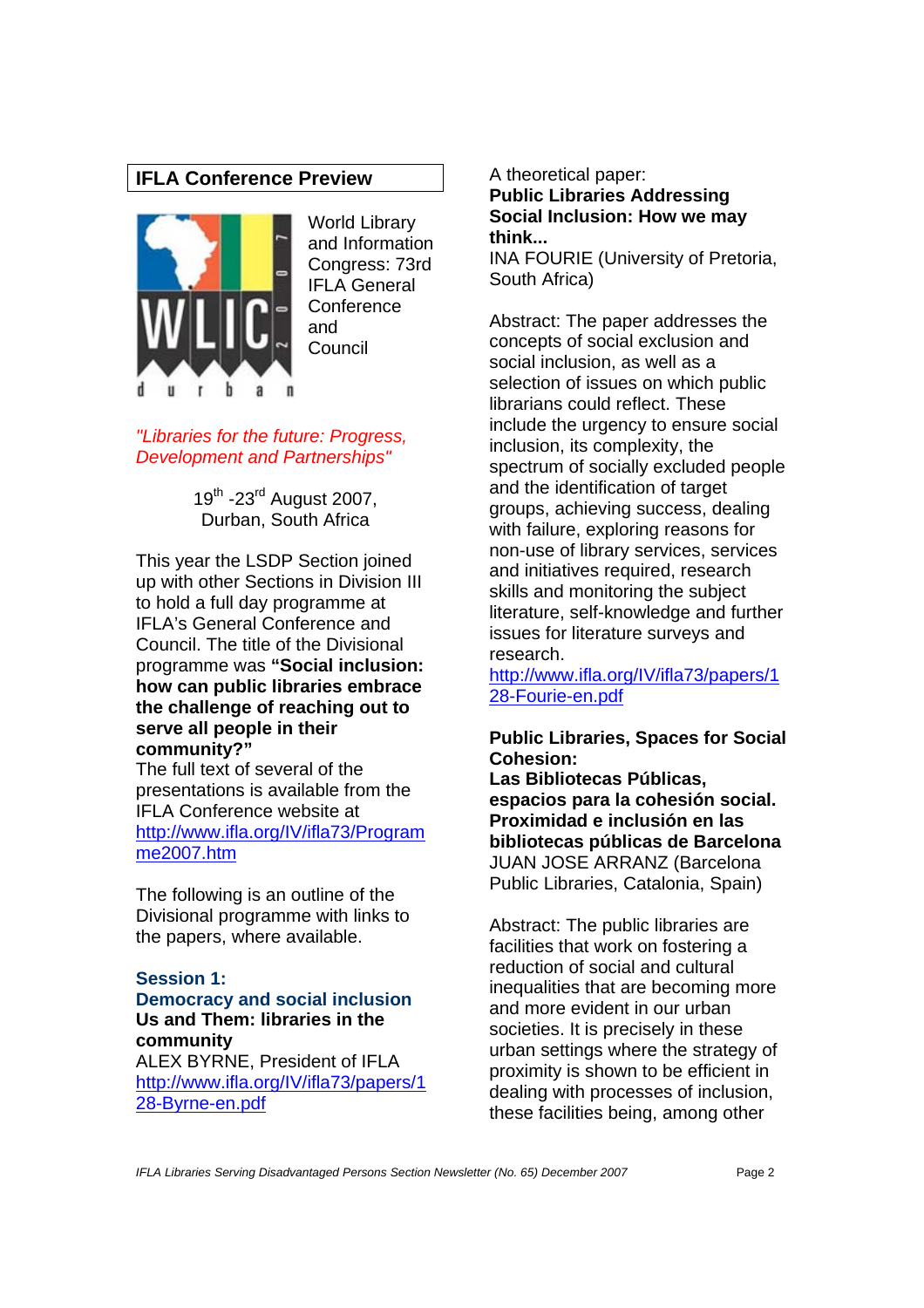## IFLA Conference Preview

World Library and Information Congress: 73rd IFLA General Conference and Council

*"Libraries for the future: Progress, Development and Partnerships"*

19th -23rd August 2007,
Durban, South Africa

This year the LSDP Section joined up with other Sections in Division III to hold a full day programme at IFLA's General Conference and Council. The title of the Divisional programme was **"Social inclusion: how can public libraries embrace the challenge of reaching out to serve all people in their community?"**
The full text of several of the presentations is available from the IFLA Conference website at http://www.ifla.org/IV/ifla73/Programme2007.htm

The following is an outline of the Divisional programme with links to the papers, where available.

### Session 1: Democracy and social inclusion

**Us and Them: libraries in the community**
ALEX BYRNE, President of IFLA
http://www.ifla.org/IV/ifla73/papers/128-Byrne-en.pdf

A theoretical paper:
**Public Libraries Addressing Social Inclusion: How we may think...**
INA FOURIE (University of Pretoria, South Africa)

Abstract: The paper addresses the concepts of social exclusion and social inclusion, as well as a selection of issues on which public librarians could reflect. These include the urgency to ensure social inclusion, its complexity, the spectrum of socially excluded people and the identification of target groups, achieving success, dealing with failure, exploring reasons for non-use of library services, services and initiatives required, research skills and monitoring the subject literature, self-knowledge and further issues for literature surveys and research.
http://www.ifla.org/IV/ifla73/papers/128-Fourie-en.pdf

**Public Libraries, Spaces for Social Cohesion:**
**Las Bibliotecas Públicas, espacios para la cohesión social. Proximidad e inclusión en las bibliotecas públicas de Barcelona**
JUAN JOSE ARRANZ (Barcelona Public Libraries, Catalonia, Spain)

Abstract: The public libraries are facilities that work on fostering a reduction of social and cultural inequalities that are becoming more and more evident in our urban societies. It is precisely in these urban settings where the strategy of proximity is shown to be efficient in dealing with processes of inclusion, these facilities being, among other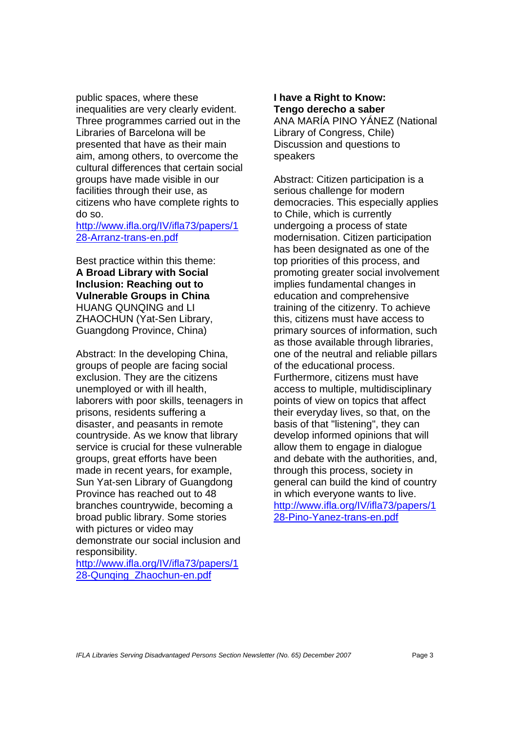public spaces, where these inequalities are very clearly evident. Three programmes carried out in the Libraries of Barcelona will be presented that have as their main aim, among others, to overcome the cultural differences that certain social groups have made visible in our facilities through their use, as citizens who have complete rights to do so.
http://www.ifla.org/IV/ifla73/papers/128-Arranz-trans-en.pdf

Best practice within this theme:
**A Broad Library with Social Inclusion: Reaching out to Vulnerable Groups in China**
HUANG QUNQING and LI ZHAOCHUN (Yat-Sen Library, Guangdong Province, China)

Abstract: In the developing China, groups of people are facing social exclusion. They are the citizens unemployed or with ill health, laborers with poor skills, teenagers in prisons, residents suffering a disaster, and peasants in remote countryside. As we know that library service is crucial for these vulnerable groups, great efforts have been made in recent years, for example, Sun Yat-sen Library of Guangdong Province has reached out to 48 branches countrywide, becoming a broad public library. Some stories with pictures or video may demonstrate our social inclusion and responsibility.
http://www.ifla.org/IV/ifla73/papers/128-Qunqing_Zhaochun-en.pdf

**I have a Right to Know: Tengo derecho a saber**
ANA MARÍA PINO YÁNEZ (National Library of Congress, Chile)
Discussion and questions to speakers

Abstract: Citizen participation is a serious challenge for modern democracies. This especially applies to Chile, which is currently undergoing a process of state modernisation. Citizen participation has been designated as one of the top priorities of this process, and promoting greater social involvement implies fundamental changes in education and comprehensive training of the citizenry. To achieve this, citizens must have access to primary sources of information, such as those available through libraries, one of the neutral and reliable pillars of the educational process. Furthermore, citizens must have access to multiple, multidisciplinary points of view on topics that affect their everyday lives, so that, on the basis of that "listening", they can develop informed opinions that will allow them to engage in dialogue and debate with the authorities, and, through this process, society in general can build the kind of country in which everyone wants to live.
http://www.ifla.org/IV/ifla73/papers/128-Pino-Yanez-trans-en.pdf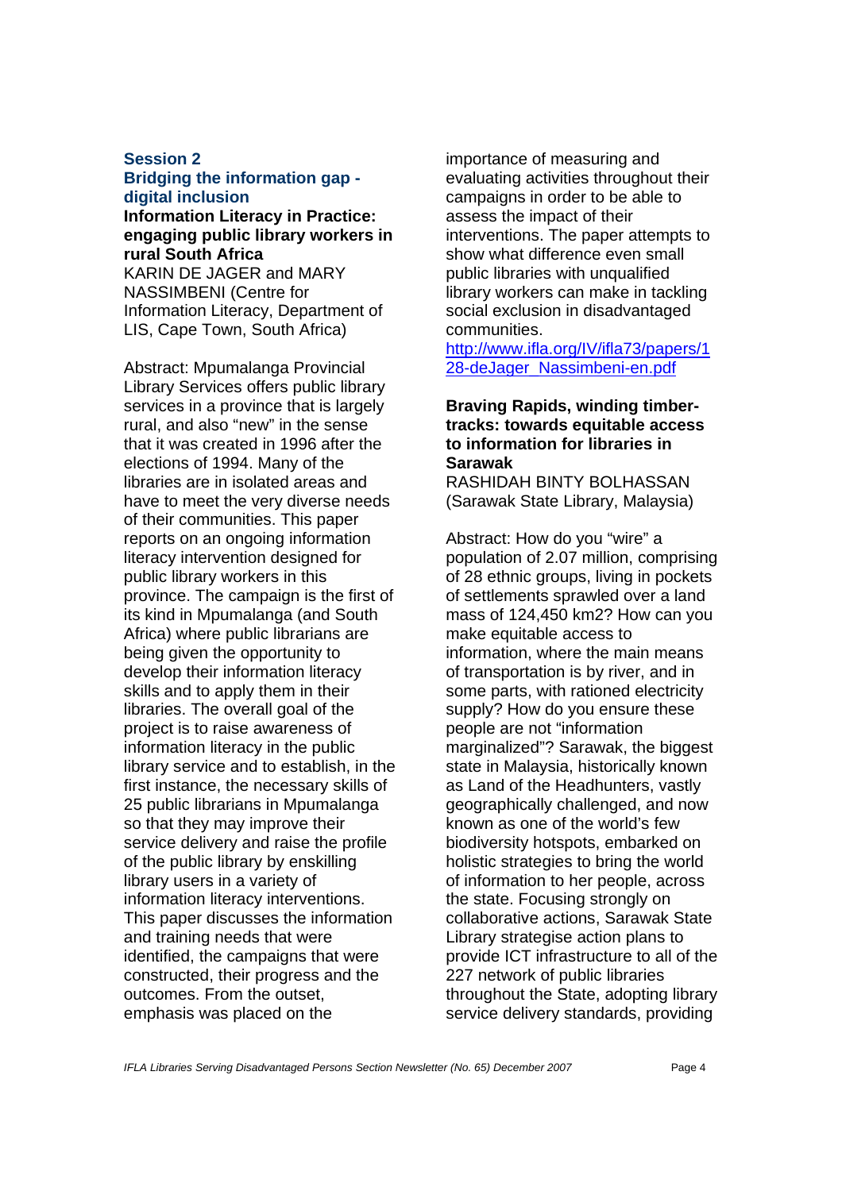## Session 2

## Bridging the information gap - digital inclusion

**Information Literacy in Practice: engaging public library workers in rural South Africa**

KARIN DE JAGER and MARY NASSIMBENI (Centre for Information Literacy, Department of LIS, Cape Town, South Africa)

Abstract: Mpumalanga Provincial Library Services offers public library services in a province that is largely rural, and also "new" in the sense that it was created in 1996 after the elections of 1994. Many of the libraries are in isolated areas and have to meet the very diverse needs of their communities. This paper reports on an ongoing information literacy intervention designed for public library workers in this province. The campaign is the first of its kind in Mpumalanga (and South Africa) where public librarians are being given the opportunity to develop their information literacy skills and to apply them in their libraries. The overall goal of the project is to raise awareness of information literacy in the public library service and to establish, in the first instance, the necessary skills of 25 public librarians in Mpumalanga so that they may improve their service delivery and raise the profile of the public library by enskilling library users in a variety of information literacy interventions. This paper discusses the information and training needs that were identified, the campaigns that were constructed, their progress and the outcomes. From the outset, emphasis was placed on the importance of measuring and evaluating activities throughout their campaigns in order to be able to assess the impact of their interventions. The paper attempts to show what difference even small public libraries with unqualified library workers can make in tackling social exclusion in disadvantaged communities.

http://www.ifla.org/IV/ifla73/papers/128-deJager_Nassimbeni-en.pdf

**Braving Rapids, winding timber-tracks: towards equitable access to information for libraries in Sarawak**

RASHIDAH BINTY BOLHASSAN (Sarawak State Library, Malaysia)

Abstract: How do you "wire" a population of 2.07 million, comprising of 28 ethnic groups, living in pockets of settlements sprawled over a land mass of 124,450 km2? How can you make equitable access to information, where the main means of transportation is by river, and in some parts, with rationed electricity supply? How do you ensure these people are not "information marginalized"? Sarawak, the biggest state in Malaysia, historically known as Land of the Headhunters, vastly geographically challenged, and now known as one of the world's few biodiversity hotspots, embarked on holistic strategies to bring the world of information to her people, across the state. Focusing strongly on collaborative actions, Sarawak State Library strategise action plans to provide ICT infrastructure to all of the 227 network of public libraries throughout the State, adopting library service delivery standards, providing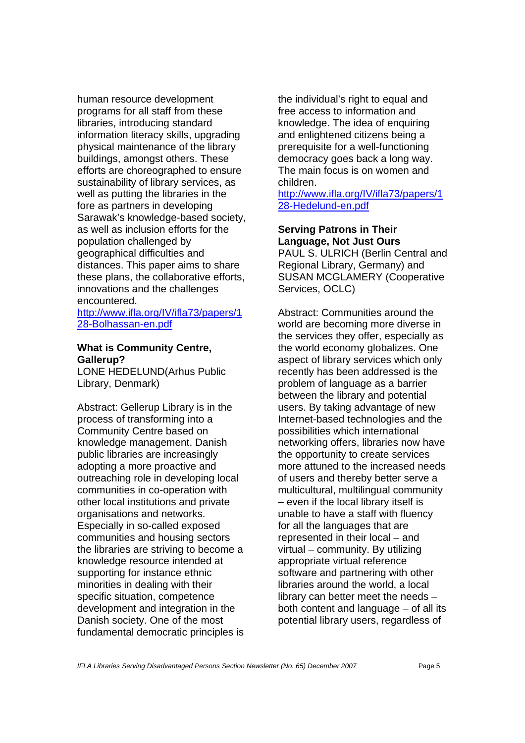human resource development programs for all staff from these libraries, introducing standard information literacy skills, upgrading physical maintenance of the library buildings, amongst others. These efforts are choreographed to ensure sustainability of library services, as well as putting the libraries in the fore as partners in developing Sarawak's knowledge-based society, as well as inclusion efforts for the population challenged by geographical difficulties and distances. This paper aims to share these plans, the collaborative efforts, innovations and the challenges encountered.
http://www.ifla.org/IV/ifla73/papers/128-Bolhassan-en.pdf

**What is Community Centre, Gallerup?**
LONE HEDELUND(Arhus Public Library, Denmark)

Abstract: Gellerup Library is in the process of transforming into a Community Centre based on knowledge management. Danish public libraries are increasingly adopting a more proactive and outreaching role in developing local communities in co-operation with other local institutions and private organisations and networks. Especially in so-called exposed communities and housing sectors the libraries are striving to become a knowledge resource intended at supporting for instance ethnic minorities in dealing with their specific situation, competence development and integration in the Danish society. One of the most fundamental democratic principles is the individual's right to equal and free access to information and knowledge. The idea of enquiring and enlightened citizens being a prerequisite for a well-functioning democracy goes back a long way. The main focus is on women and children.
http://www.ifla.org/IV/ifla73/papers/128-Hedelund-en.pdf

**Serving Patrons in Their Language, Not Just Ours**
PAUL S. ULRICH (Berlin Central and Regional Library, Germany) and SUSAN MCGLAMERY (Cooperative Services, OCLC)

Abstract: Communities around the world are becoming more diverse in the services they offer, especially as the world economy globalizes. One aspect of library services which only recently has been addressed is the problem of language as a barrier between the library and potential users. By taking advantage of new Internet-based technologies and the possibilities which international networking offers, libraries now have the opportunity to create services more attuned to the increased needs of users and thereby better serve a multicultural, multilingual community – even if the local library itself is unable to have a staff with fluency for all the languages that are represented in their local – and virtual – community. By utilizing appropriate virtual reference software and partnering with other libraries around the world, a local library can better meet the needs – both content and language – of all its potential library users, regardless of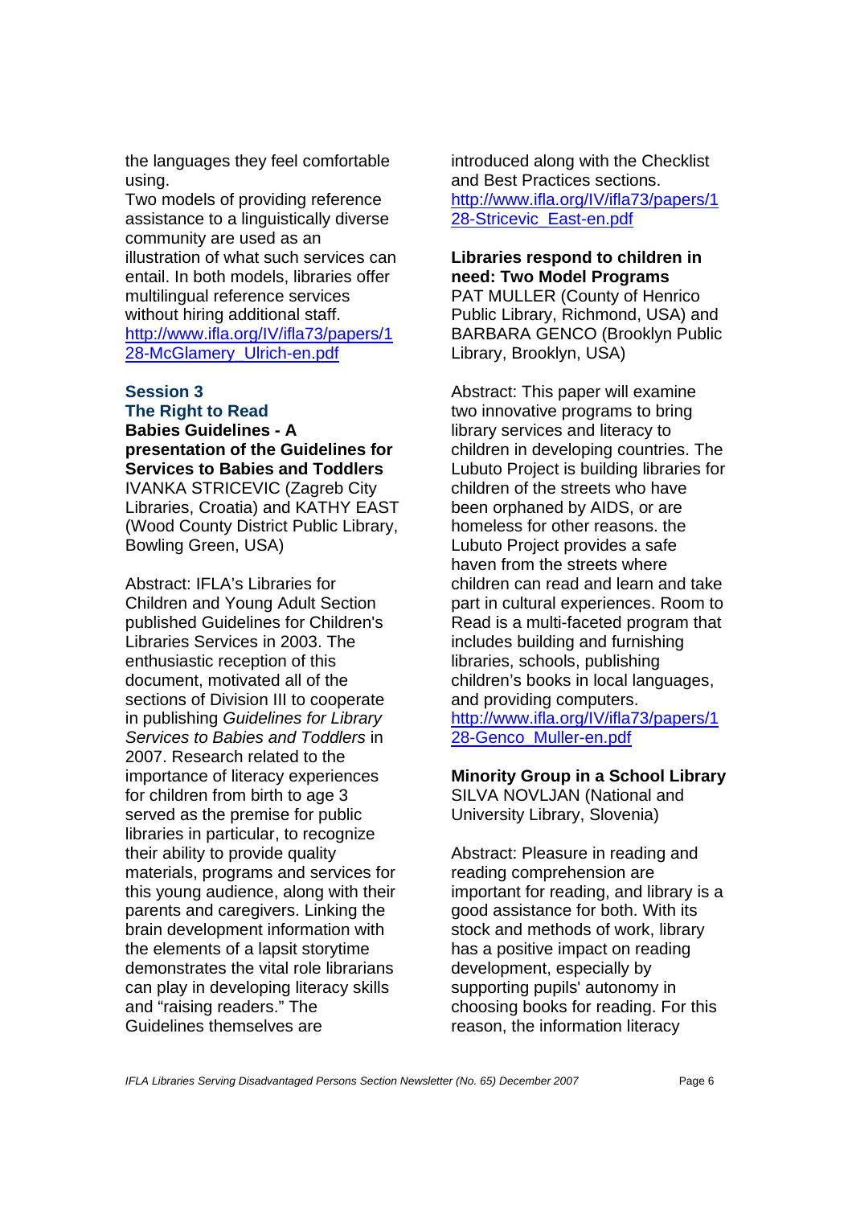the languages they feel comfortable using.

Two models of providing reference assistance to a linguistically diverse community are used as an illustration of what such services can entail. In both models, libraries offer multilingual reference services without hiring additional staff.
http://www.ifla.org/IV/ifla73/papers/128-McGlamery_Ulrich-en.pdf

## Session 3
## The Right to Read

**Babies Guidelines - A presentation of the Guidelines for Services to Babies and Toddlers**
IVANKA STRICEVIC (Zagreb City Libraries, Croatia) and KATHY EAST (Wood County District Public Library, Bowling Green, USA)

Abstract: IFLA's Libraries for Children and Young Adult Section published Guidelines for Children's Libraries Services in 2003. The enthusiastic reception of this document, motivated all of the sections of Division III to cooperate in publishing *Guidelines for Library Services to Babies and Toddlers* in 2007. Research related to the importance of literacy experiences for children from birth to age 3 served as the premise for public libraries in particular, to recognize their ability to provide quality materials, programs and services for this young audience, along with their parents and caregivers. Linking the brain development information with the elements of a lapsit storytime demonstrates the vital role librarians can play in developing literacy skills and "raising readers." The Guidelines themselves are introduced along with the Checklist and Best Practices sections.
http://www.ifla.org/IV/ifla73/papers/128-Stricevic_East-en.pdf

**Libraries respond to children in need: Two Model Programs**
PAT MULLER (County of Henrico Public Library, Richmond, USA) and BARBARA GENCO (Brooklyn Public Library, Brooklyn, USA)

Abstract: This paper will examine two innovative programs to bring library services and literacy to children in developing countries. The Lubuto Project is building libraries for children of the streets who have been orphaned by AIDS, or are homeless for other reasons. the Lubuto Project provides a safe haven from the streets where children can read and learn and take part in cultural experiences. Room to Read is a multi-faceted program that includes building and furnishing libraries, schools, publishing children's books in local languages, and providing computers.
http://www.ifla.org/IV/ifla73/papers/128-Genco_Muller-en.pdf

**Minority Group in a School Library**
SILVA NOVLJAN (National and University Library, Slovenia)

Abstract: Pleasure in reading and reading comprehension are important for reading, and library is a good assistance for both. With its stock and methods of work, library has a positive impact on reading development, especially by supporting pupils' autonomy in choosing books for reading. For this reason, the information literacy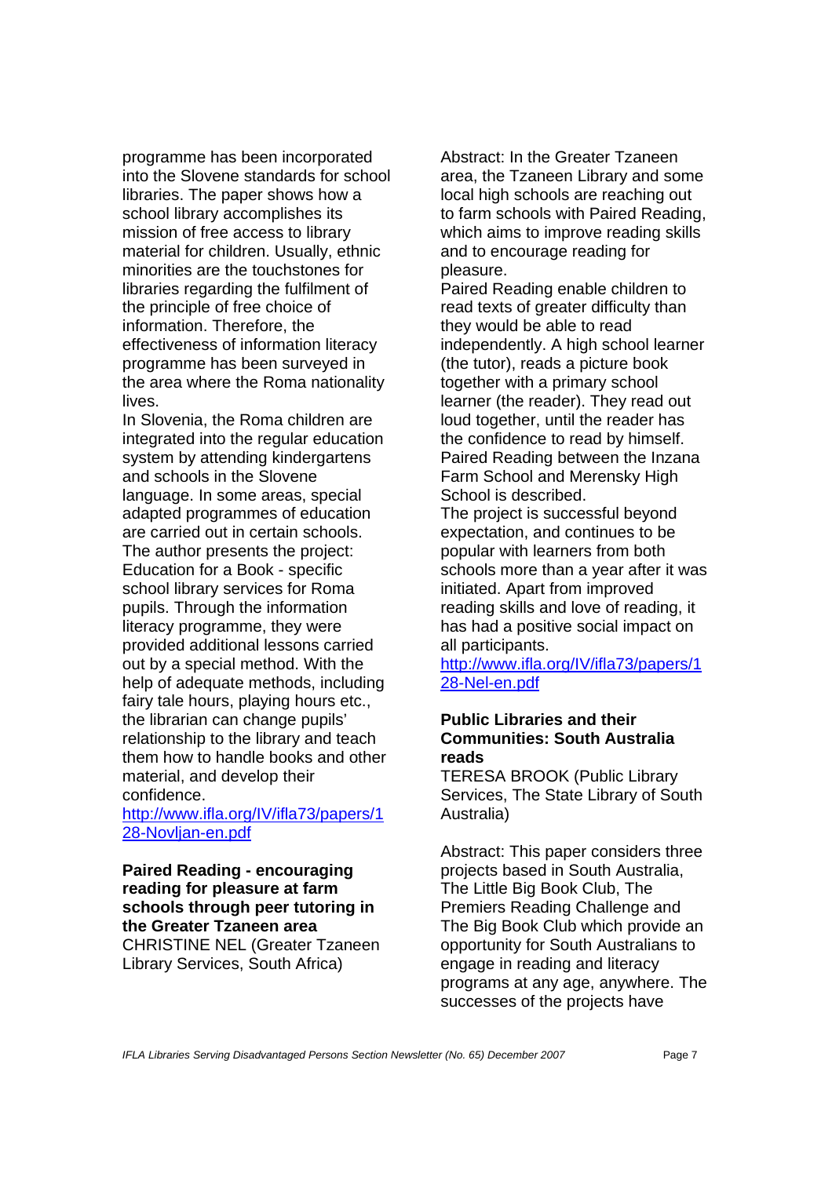programme has been incorporated into the Slovene standards for school libraries. The paper shows how a school library accomplishes its mission of free access to library material for children. Usually, ethnic minorities are the touchstones for libraries regarding the fulfilment of the principle of free choice of information. Therefore, the effectiveness of information literacy programme has been surveyed in the area where the Roma nationality lives.

In Slovenia, the Roma children are integrated into the regular education system by attending kindergartens and schools in the Slovene language. In some areas, special adapted programmes of education are carried out in certain schools. The author presents the project: Education for a Book - specific school library services for Roma pupils. Through the information literacy programme, they were provided additional lessons carried out by a special method. With the help of adequate methods, including fairy tale hours, playing hours etc., the librarian can change pupils' relationship to the library and teach them how to handle books and other material, and develop their confidence.

[http://www.ifla.org/IV/ifla73/papers/128-Novljan-en.pdf](http://www.ifla.org/IV/ifla73/papers/128-Novljan-en.pdf)

**Paired Reading - encouraging reading for pleasure at farm schools through peer tutoring in the Greater Tzaneen area**
CHRISTINE NEL (Greater Tzaneen Library Services, South Africa)

Abstract: In the Greater Tzaneen area, the Tzaneen Library and some local high schools are reaching out to farm schools with Paired Reading, which aims to improve reading skills and to encourage reading for pleasure.

Paired Reading enable children to read texts of greater difficulty than they would be able to read independently. A high school learner (the tutor), reads a picture book together with a primary school learner (the reader). They read out loud together, until the reader has the confidence to read by himself. Paired Reading between the Inzana Farm School and Merensky High School is described.

The project is successful beyond expectation, and continues to be popular with learners from both schools more than a year after it was initiated. Apart from improved reading skills and love of reading, it has had a positive social impact on all participants.

[http://www.ifla.org/IV/ifla73/papers/128-Nel-en.pdf](http://www.ifla.org/IV/ifla73/papers/128-Nel-en.pdf)

**Public Libraries and their Communities: South Australia reads**
TERESA BROOK (Public Library Services, The State Library of South Australia)

Abstract: This paper considers three projects based in South Australia, The Little Big Book Club, The Premiers Reading Challenge and The Big Book Club which provide an opportunity for South Australians to engage in reading and literacy programs at any age, anywhere. The successes of the projects have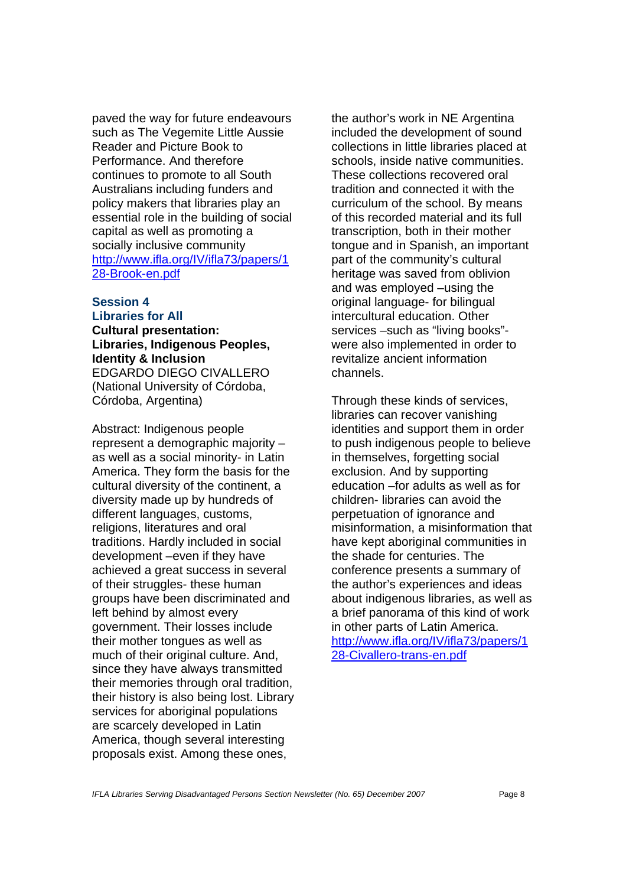paved the way for future endeavours such as The Vegemite Little Aussie Reader and Picture Book to Performance. And therefore continues to promote to all South Australians including funders and policy makers that libraries play an essential role in the building of social capital as well as promoting a socially inclusive community
http://www.ifla.org/IV/ifla73/papers/128-Brook-en.pdf

### Session 4
### Libraries for All

**Cultural presentation: Libraries, Indigenous Peoples, Identity & Inclusion**
EDGARDO DIEGO CIVALLERO
(National University of Córdoba, Córdoba, Argentina)

Abstract: Indigenous people represent a demographic majority –as well as a social minority- in Latin America. They form the basis for the cultural diversity of the continent, a diversity made up by hundreds of different languages, customs, religions, literatures and oral traditions. Hardly included in social development –even if they have achieved a great success in several of their struggles- these human groups have been discriminated and left behind by almost every government. Their losses include their mother tongues as well as much of their original culture. And, since they have always transmitted their memories through oral tradition, their history is also being lost. Library services for aboriginal populations are scarcely developed in Latin America, though several interesting proposals exist. Among these ones, the author's work in NE Argentina included the development of sound collections in little libraries placed at schools, inside native communities. These collections recovered oral tradition and connected it with the curriculum of the school. By means of this recorded material and its full transcription, both in their mother tongue and in Spanish, an important part of the community's cultural heritage was saved from oblivion and was employed –using the original language- for bilingual intercultural education. Other services –such as "living books"- were also implemented in order to revitalize ancient information channels.

Through these kinds of services, libraries can recover vanishing identities and support them in order to push indigenous people to believe in themselves, forgetting social exclusion. And by supporting education –for adults as well as for children- libraries can avoid the perpetuation of ignorance and misinformation, a misinformation that have kept aboriginal communities in the shade for centuries. The conference presents a summary of the author's experiences and ideas about indigenous libraries, as well as a brief panorama of this kind of work in other parts of Latin America.
http://www.ifla.org/IV/ifla73/papers/128-Civallero-trans-en.pdf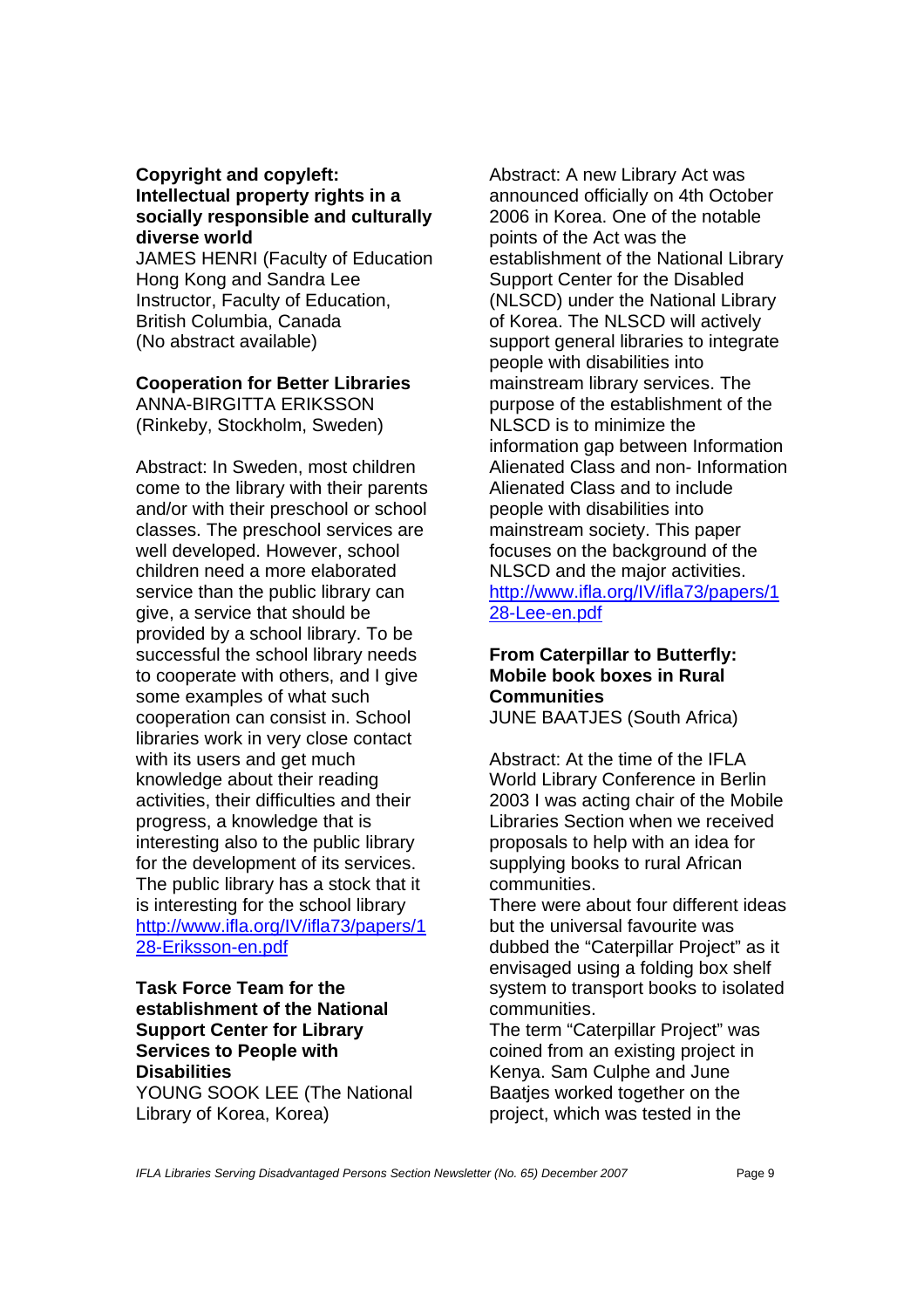**Copyright and copyleft: Intellectual property rights in a socially responsible and culturally diverse world**
JAMES HENRI (Faculty of Education Hong Kong and Sandra Lee Instructor, Faculty of Education, British Columbia, Canada
(No abstract available)

**Cooperation for Better Libraries**
ANNA-BIRGITTA ERIKSSON (Rinkeby, Stockholm, Sweden)

Abstract: In Sweden, most children come to the library with their parents and/or with their preschool or school classes. The preschool services are well developed. However, school children need a more elaborated service than the public library can give, a service that should be provided by a school library. To be successful the school library needs to cooperate with others, and I give some examples of what such cooperation can consist in. School libraries work in very close contact with its users and get much knowledge about their reading activities, their difficulties and their progress, a knowledge that is interesting also to the public library for the development of its services. The public library has a stock that it is interesting for the school library http://www.ifla.org/IV/ifla73/papers/128-Eriksson-en.pdf

**Task Force Team for the establishment of the National Support Center for Library Services to People with Disabilities**
YOUNG SOOK LEE (The National Library of Korea, Korea)

Abstract: A new Library Act was announced officially on 4th October 2006 in Korea. One of the notable points of the Act was the establishment of the National Library Support Center for the Disabled (NLSCD) under the National Library of Korea. The NLSCD will actively support general libraries to integrate people with disabilities into mainstream library services. The purpose of the establishment of the NLSCD is to minimize the information gap between Information Alienated Class and non- Information Alienated Class and to include people with disabilities into mainstream society. This paper focuses on the background of the NLSCD and the major activities. http://www.ifla.org/IV/ifla73/papers/128-Lee-en.pdf

**From Caterpillar to Butterfly: Mobile book boxes in Rural Communities**
JUNE BAATJES (South Africa)

Abstract: At the time of the IFLA World Library Conference in Berlin 2003 I was acting chair of the Mobile Libraries Section when we received proposals to help with an idea for supplying books to rural African communities.
There were about four different ideas but the universal favourite was dubbed the "Caterpillar Project" as it envisaged using a folding box shelf system to transport books to isolated communities.
The term "Caterpillar Project" was coined from an existing project in Kenya. Sam Culphe and June Baatjes worked together on the project, which was tested in the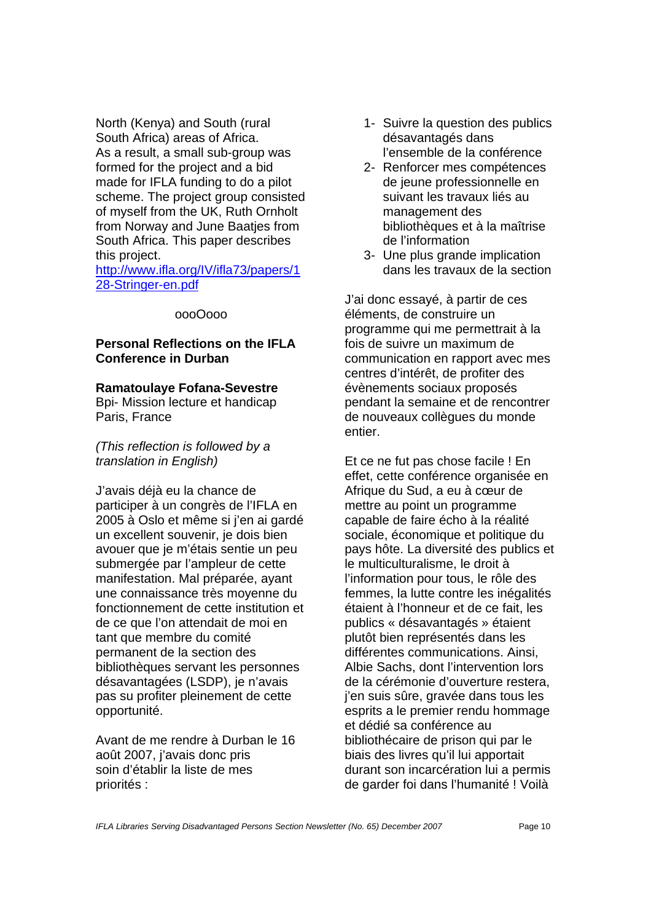North (Kenya) and South (rural South Africa) areas of Africa. As a result, a small sub-group was formed for the project and a bid made for IFLA funding to do a pilot scheme. The project group consisted of myself from the UK, Ruth Ornholt from Norway and June Baatjes from South Africa. This paper describes this project.
[http://www.ifla.org/IV/ifla73/papers/128-Stringer-en.pdf](http://www.ifla.org/IV/ifla73/papers/128-Stringer-en.pdf)

oooOooo

**Personal Reflections on the IFLA Conference in Durban**

**Ramatoulaye Fofana-Sevestre**
Bpi- Mission lecture et handicap
Paris, France

*(This reflection is followed by a translation in English)*

J'avais déjà eu la chance de participer à un congrès de l'IFLA en 2005 à Oslo et même si j'en ai gardé un excellent souvenir, je dois bien avouer que je m'étais sentie un peu submergée par l'ampleur de cette manifestation. Mal préparée, ayant une connaissance très moyenne du fonctionnement de cette institution et de ce que l'on attendait de moi en tant que membre du comité permanent de la section des bibliothèques servant les personnes désavantagées (LSDP), je n'avais pas su profiter pleinement de cette opportunité.

Avant de me rendre à Durban le 16 août 2007, j'avais donc pris soin d'établir la liste de mes priorités :

1- Suivre la question des publics désavantagés dans l'ensemble de la conférence
2- Renforcer mes compétences de jeune professionnelle en suivant les travaux liés au management des bibliothèques et à la maîtrise de l'information
3- Une plus grande implication dans les travaux de la section

J'ai donc essayé, à partir de ces éléments, de construire un programme qui me permettrait à la fois de suivre un maximum de communication en rapport avec mes centres d'intérêt, de profiter des évènements sociaux proposés pendant la semaine et de rencontrer de nouveaux collègues du monde entier.

Et ce ne fut pas chose facile ! En effet, cette conférence organisée en Afrique du Sud, a eu à cœur de mettre au point un programme capable de faire écho à la réalité sociale, économique et politique du pays hôte. La diversité des publics et le multiculturalisme, le droit à l'information pour tous, le rôle des femmes, la lutte contre les inégalités étaient à l'honneur et de ce fait, les publics « désavantagés » étaient plutôt bien représentés dans les différentes communications. Ainsi, Albie Sachs, dont l'intervention lors de la cérémonie d'ouverture restera, j'en suis sûre, gravée dans tous les esprits a le premier rendu hommage et dédié sa conférence au bibliothécaire de prison qui par le biais des livres qu'il lui apportait durant son incarcération lui a permis de garder foi dans l'humanité ! Voilà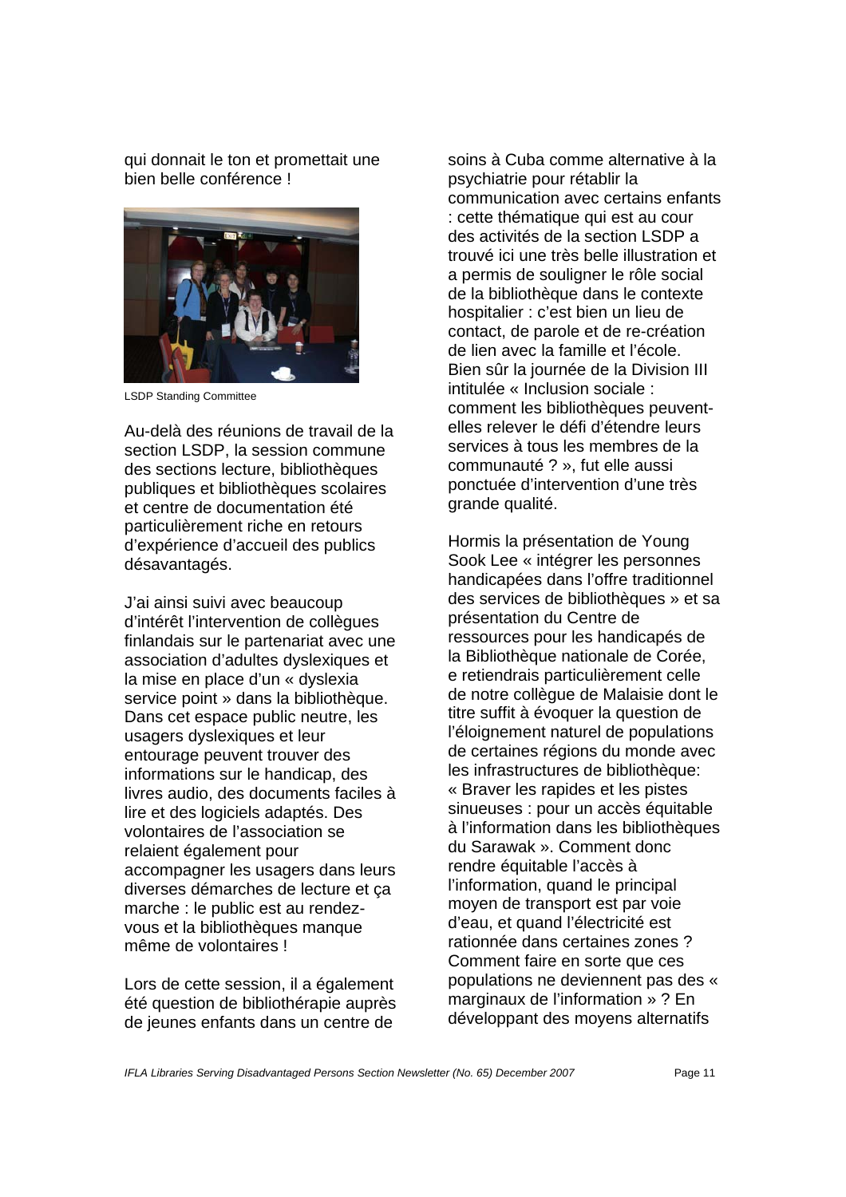qui donnait le ton et promettait une bien belle conférence !

LSDP Standing Committee

Au-delà des réunions de travail de la section LSDP, la session commune des sections lecture, bibliothèques publiques et bibliothèques scolaires et centre de documentation été particulièrement riche en retours d'expérience d'accueil des publics désavantagés.

J'ai ainsi suivi avec beaucoup d'intérêt l'intervention de collègues finlandais sur le partenariat avec une association d'adultes dyslexiques et la mise en place d'un « dyslexia service point » dans la bibliothèque. Dans cet espace public neutre, les usagers dyslexiques et leur entourage peuvent trouver des informations sur le handicap, des livres audio, des documents faciles à lire et des logiciels adaptés. Des volontaires de l'association se relaient également pour accompagner les usagers dans leurs diverses démarches de lecture et ça marche : le public est au rendez-vous et la bibliothèques manque même de volontaires !

Lors de cette session, il a également été question de bibliothérapie auprès de jeunes enfants dans un centre de soins à Cuba comme alternative à la psychiatrie pour rétablir la communication avec certains enfants : cette thématique qui est au cour des activités de la section LSDP a trouvé ici une très belle illustration et a permis de souligner le rôle social de la bibliothèque dans le contexte hospitalier : c'est bien un lieu de contact, de parole et de re-création de lien avec la famille et l'école. Bien sûr la journée de la Division III intitulée « Inclusion sociale : comment les bibliothèques peuvent-elles relever le défi d'étendre leurs services à tous les membres de la communauté ? », fut elle aussi ponctuée d'intervention d'une très grande qualité.

Hormis la présentation de Young Sook Lee « intégrer les personnes handicapées dans l'offre traditionnel des services de bibliothèques » et sa présentation du Centre de ressources pour les handicapés de la Bibliothèque nationale de Corée, e retiendrais particulièrement celle de notre collègue de Malaisie dont le titre suffit à évoquer la question de l'éloignement naturel de populations de certaines régions du monde avec les infrastructures de bibliothèque: « Braver les rapides et les pistes sinueuses : pour un accès équitable à l'information dans les bibliothèques du Sarawak ». Comment donc rendre équitable l'accès à l'information, quand le principal moyen de transport est par voie d'eau, et quand l'électricité est rationnée dans certaines zones ? Comment faire en sorte que ces populations ne deviennent pas des « marginaux de l'information » ? En développant des moyens alternatifs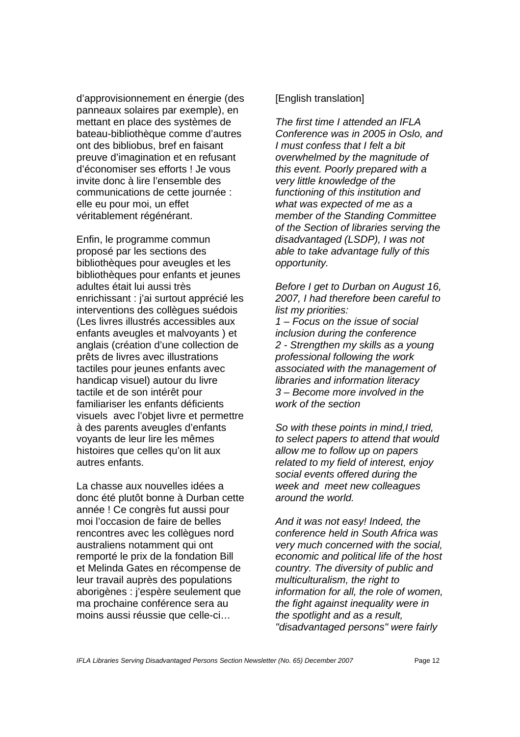d'approvisionnement en énergie (des panneaux solaires par exemple), en mettant en place des systèmes de bateau-bibliothèque comme d'autres ont des bibliobus, bref en faisant preuve d'imagination et en refusant d'économiser ses efforts ! Je vous invite donc à lire l'ensemble des communications de cette journée : elle eu pour moi, un effet véritablement régénérant.

Enfin, le programme commun proposé par les sections des bibliothèques pour aveugles et les bibliothèques pour enfants et jeunes adultes était lui aussi très enrichissant : j'ai surtout apprécié les interventions des collègues suédois (Les livres illustrés accessibles aux enfants aveugles et malvoyants ) et anglais (création d'une collection de prêts de livres avec illustrations tactiles pour jeunes enfants avec handicap visuel) autour du livre tactile et de son intérêt pour familiariser les enfants déficients visuels avec l'objet livre et permettre à des parents aveugles d'enfants voyants de leur lire les mêmes histoires que celles qu'on lit aux autres enfants.

La chasse aux nouvelles idées a donc été plutôt bonne à Durban cette année ! Ce congrès fut aussi pour moi l'occasion de faire de belles rencontres avec les collègues nord australiens notamment qui ont remporté le prix de la fondation Bill et Melinda Gates en récompense de leur travail auprès des populations aborigènes : j'espère seulement que ma prochaine conférence sera au moins aussi réussie que celle-ci…

[English translation]

*The first time I attended an IFLA Conference was in 2005 in Oslo, and I must confess that I felt a bit overwhelmed by the magnitude of this event. Poorly prepared with a very little knowledge of the functioning of this institution and what was expected of me as a member of the Standing Committee of the Section of libraries serving the disadvantaged (LSDP), I was not able to take advantage fully of this opportunity.*

*Before I get to Durban on August 16, 2007, I had therefore been careful to list my priorities:*
*1 – Focus on the issue of social inclusion during the conference*
*2 - Strengthen my skills as a young professional following the work associated with the management of libraries and information literacy*
*3 – Become more involved in the work of the section*

*So with these points in mind,I tried, to select papers to attend that would allow me to follow up on papers related to my field of interest, enjoy social events offered during the week and meet new colleagues around the world.*

*And it was not easy! Indeed, the conference held in South Africa was very much concerned with the social, economic and political life of the host country. The diversity of public and multiculturalism, the right to information for all, the role of women, the fight against inequality were in the spotlight and as a result, "disadvantaged persons" were fairly*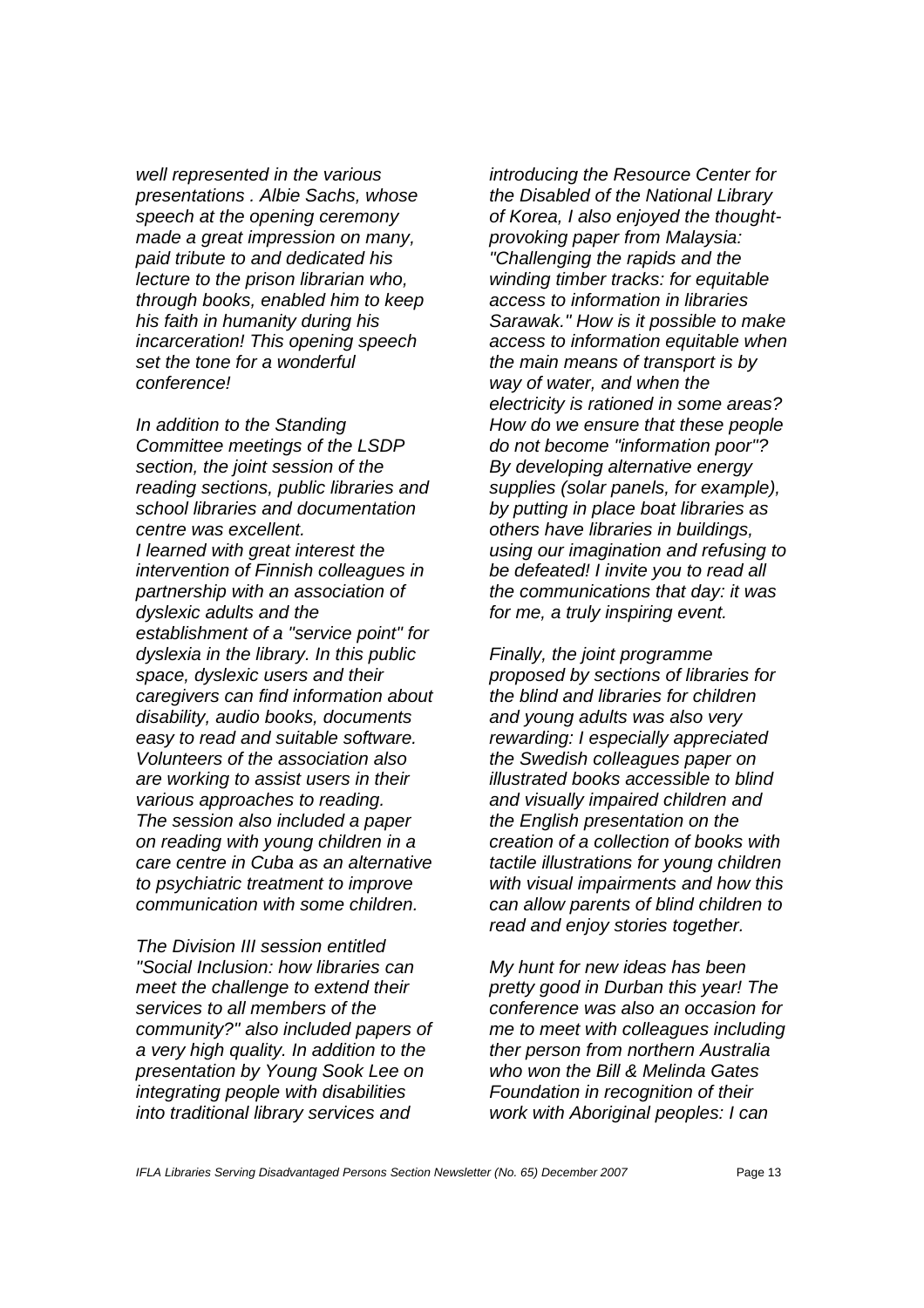*well represented in the various presentations . Albie Sachs, whose speech at the opening ceremony made a great impression on many, paid tribute to and dedicated his lecture to the prison librarian who, through books, enabled him to keep his faith in humanity during his incarceration! This opening speech set the tone for a wonderful conference!*

*In addition to the Standing Committee meetings of the LSDP section, the joint session of the reading sections, public libraries and school libraries and documentation centre was excellent.*
*I learned with great interest the intervention of Finnish colleagues in partnership with an association of dyslexic adults and the establishment of a "service point" for dyslexia in the library. In this public space, dyslexic users and their caregivers can find information about disability, audio books, documents easy to read and suitable software. Volunteers of the association also are working to assist users in their various approaches to reading.*
*The session also included a paper on reading with young children in a care centre in Cuba as an alternative to psychiatric treatment to improve communication with some children.*

*The Division III session entitled "Social Inclusion: how libraries can meet the challenge to extend their services to all members of the community?" also included papers of a very high quality. In addition to the presentation by Young Sook Lee on integrating people with disabilities into traditional library services and introducing the Resource Center for the Disabled of the National Library of Korea, I also enjoyed the thought-provoking paper from Malaysia: "Challenging the rapids and the winding timber tracks: for equitable access to information in libraries Sarawak." How is it possible to make access to information equitable when the main means of transport is by way of water, and when the electricity is rationed in some areas? How do we ensure that these people do not become "information poor"? By developing alternative energy supplies (solar panels, for example), by putting in place boat libraries as others have libraries in buildings, using our imagination and refusing to be defeated! I invite you to read all the communications that day: it was for me, a truly inspiring event.*

*Finally, the joint programme proposed by sections of libraries for the blind and libraries for children and young adults was also very rewarding: I especially appreciated the Swedish colleagues paper on illustrated books accessible to blind and visually impaired children and the English presentation on the creation of a collection of books with tactile illustrations for young children with visual impairments and how this can allow parents of blind children to read and enjoy stories together.*

*My hunt for new ideas has been pretty good in Durban this year! The conference was also an occasion for me to meet with colleagues including ther person from northern Australia who won the Bill & Melinda Gates Foundation in recognition of their work with Aboriginal peoples: I can*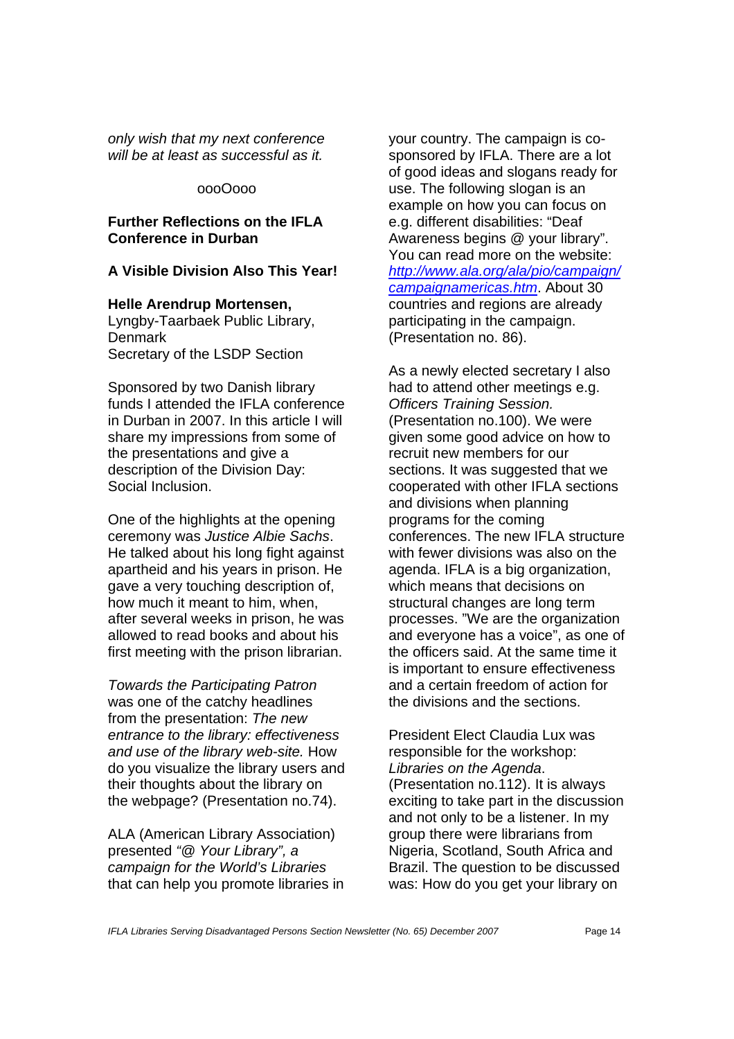*only wish that my next conference will be at least as successful as it.*

oooOooo

## Further Reflections on the IFLA Conference in Durban

### A Visible Division Also This Year!

**Helle Arendrup Mortensen,**
Lyngby-Taarbaek Public Library, Denmark
Secretary of the LSDP Section

Sponsored by two Danish library funds I attended the IFLA conference in Durban in 2007. In this article I will share my impressions from some of the presentations and give a description of the Division Day: Social Inclusion.

One of the highlights at the opening ceremony was *Justice Albie Sachs*. He talked about his long fight against apartheid and his years in prison. He gave a very touching description of, how much it meant to him, when, after several weeks in prison, he was allowed to read books and about his first meeting with the prison librarian.

*Towards the Participating Patron* was one of the catchy headlines from the presentation: *The new entrance to the library: effectiveness and use of the library web-site.* How do you visualize the library users and their thoughts about the library on the webpage? (Presentation no.74).

ALA (American Library Association) presented *"@ Your Library", a campaign for the World's Libraries* that can help you promote libraries in your country. The campaign is co-sponsored by IFLA. There are a lot of good ideas and slogans ready for use. The following slogan is an example on how you can focus on e.g. different disabilities: "Deaf Awareness begins @ your library". You can read more on the website: [http://www.ala.org/ala/pio/campaign/campaignamericas.htm](http://www.ala.org/ala/pio/campaign/campaignamericas.htm). About 30 countries and regions are already participating in the campaign. (Presentation no. 86).

As a newly elected secretary I also had to attend other meetings e.g. *Officers Training Session.* (Presentation no.100). We were given some good advice on how to recruit new members for our sections. It was suggested that we cooperated with other IFLA sections and divisions when planning programs for the coming conferences. The new IFLA structure with fewer divisions was also on the agenda. IFLA is a big organization, which means that decisions on structural changes are long term processes. "We are the organization and everyone has a voice", as one of the officers said. At the same time it is important to ensure effectiveness and a certain freedom of action for the divisions and the sections.

President Elect Claudia Lux was responsible for the workshop: *Libraries on the Agenda*. (Presentation no.112). It is always exciting to take part in the discussion and not only to be a listener. In my group there were librarians from Nigeria, Scotland, South Africa and Brazil. The question to be discussed was: How do you get your library on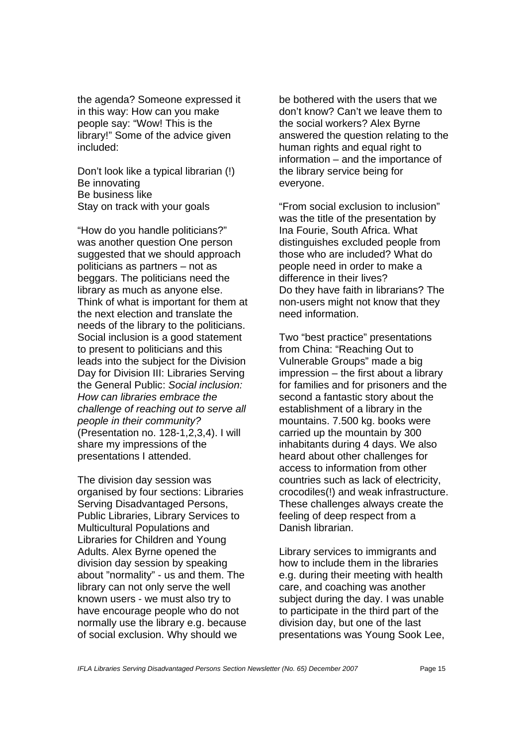the agenda? Someone expressed it in this way: How can you make people say: "Wow! This is the library!" Some of the advice given included:

Don't look like a typical librarian (!)
Be innovating
Be business like
Stay on track with your goals

"How do you handle politicians?" was another question One person suggested that we should approach politicians as partners – not as beggars. The politicians need the library as much as anyone else. Think of what is important for them at the next election and translate the needs of the library to the politicians. Social inclusion is a good statement to present to politicians and this leads into the subject for the Division Day for Division III: Libraries Serving the General Public: *Social inclusion: How can libraries embrace the challenge of reaching out to serve all people in their community?* (Presentation no. 128-1,2,3,4). I will share my impressions of the presentations I attended.

The division day session was organised by four sections: Libraries Serving Disadvantaged Persons, Public Libraries, Library Services to Multicultural Populations and Libraries for Children and Young Adults. Alex Byrne opened the division day session by speaking about "normality" - us and them. The library can not only serve the well known users - we must also try to have encourage people who do not normally use the library e.g. because of social exclusion. Why should we be bothered with the users that we don't know? Can't we leave them to the social workers? Alex Byrne answered the question relating to the human rights and equal right to information – and the importance of the library service being for everyone.

"From social exclusion to inclusion" was the title of the presentation by Ina Fourie, South Africa. What distinguishes excluded people from those who are included? What do people need in order to make a difference in their lives?
Do they have faith in librarians? The non-users might not know that they need information.

Two "best practice" presentations from China: "Reaching Out to Vulnerable Groups" made a big impression – the first about a library for families and for prisoners and the second a fantastic story about the establishment of a library in the mountains. 7.500 kg. books were carried up the mountain by 300 inhabitants during 4 days. We also heard about other challenges for access to information from other countries such as lack of electricity, crocodiles(!) and weak infrastructure. These challenges always create the feeling of deep respect from a Danish librarian.

Library services to immigrants and how to include them in the libraries e.g. during their meeting with health care, and coaching was another subject during the day. I was unable to participate in the third part of the division day, but one of the last presentations was Young Sook Lee,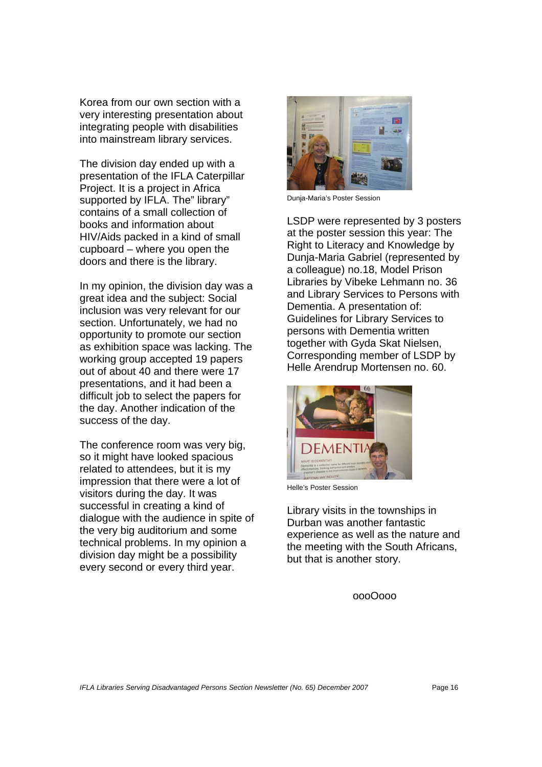Korea from our own section with a very interesting presentation about integrating people with disabilities into mainstream library services.

The division day ended up with a presentation of the IFLA Caterpillar Project. It is a project in Africa supported by IFLA. The" library" contains of a small collection of books and information about HIV/Aids packed in a kind of small cupboard – where you open the doors and there is the library.

In my opinion, the division day was a great idea and the subject: Social inclusion was very relevant for our section. Unfortunately, we had no opportunity to promote our section as exhibition space was lacking. The working group accepted 19 papers out of about 40 and there were 17 presentations, and it had been a difficult job to select the papers for the day. Another indication of the success of the day.

The conference room was very big, so it might have looked spacious related to attendees, but it is my impression that there were a lot of visitors during the day. It was successful in creating a kind of dialogue with the audience in spite of the very big auditorium and some technical problems. In my opinion a division day might be a possibility every second or every third year.

Dunja-Maria's Poster Session

LSDP were represented by 3 posters at the poster session this year: The Right to Literacy and Knowledge by Dunja-Maria Gabriel (represented by a colleague) no.18, Model Prison Libraries by Vibeke Lehmann no. 36 and Library Services to Persons with Dementia. A presentation of: Guidelines for Library Services to persons with Dementia written together with Gyda Skat Nielsen, Corresponding member of LSDP by Helle Arendrup Mortensen no. 60.

Helle's Poster Session

Library visits in the townships in Durban was another fantastic experience as well as the nature and the meeting with the South Africans, but that is another story.

oooOooo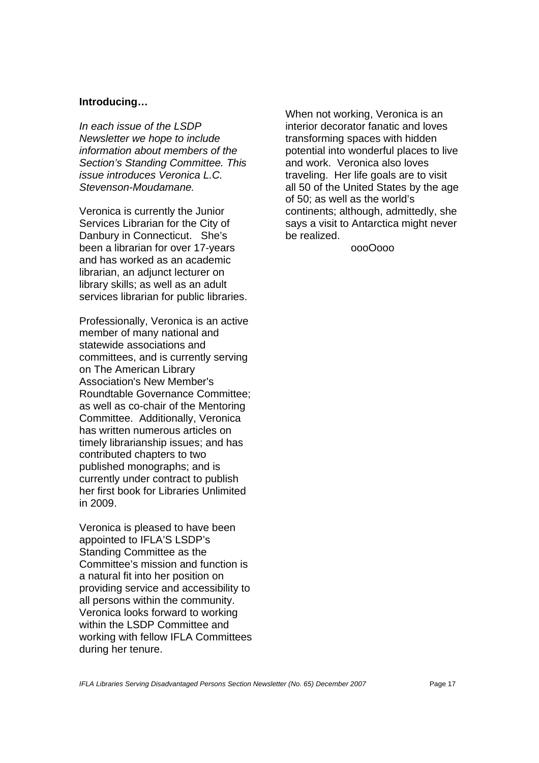**Introducing…**

*In each issue of the LSDP Newsletter we hope to include information about members of the Section's Standing Committee. This issue introduces Veronica L.C. Stevenson-Moudamane.*

Veronica is currently the Junior Services Librarian for the City of Danbury in Connecticut. She's been a librarian for over 17-years and has worked as an academic librarian, an adjunct lecturer on library skills; as well as an adult services librarian for public libraries.

Professionally, Veronica is an active member of many national and statewide associations and committees, and is currently serving on The American Library Association's New Member's Roundtable Governance Committee; as well as co-chair of the Mentoring Committee. Additionally, Veronica has written numerous articles on timely librarianship issues; and has contributed chapters to two published monographs; and is currently under contract to publish her first book for Libraries Unlimited in 2009.

Veronica is pleased to have been appointed to IFLA'S LSDP's Standing Committee as the Committee's mission and function is a natural fit into her position on providing service and accessibility to all persons within the community. Veronica looks forward to working within the LSDP Committee and working with fellow IFLA Committees during her tenure.

When not working, Veronica is an interior decorator fanatic and loves transforming spaces with hidden potential into wonderful places to live and work. Veronica also loves traveling. Her life goals are to visit all 50 of the United States by the age of 50; as well as the world's continents; although, admittedly, she says a visit to Antarctica might never be realized.

oooOooo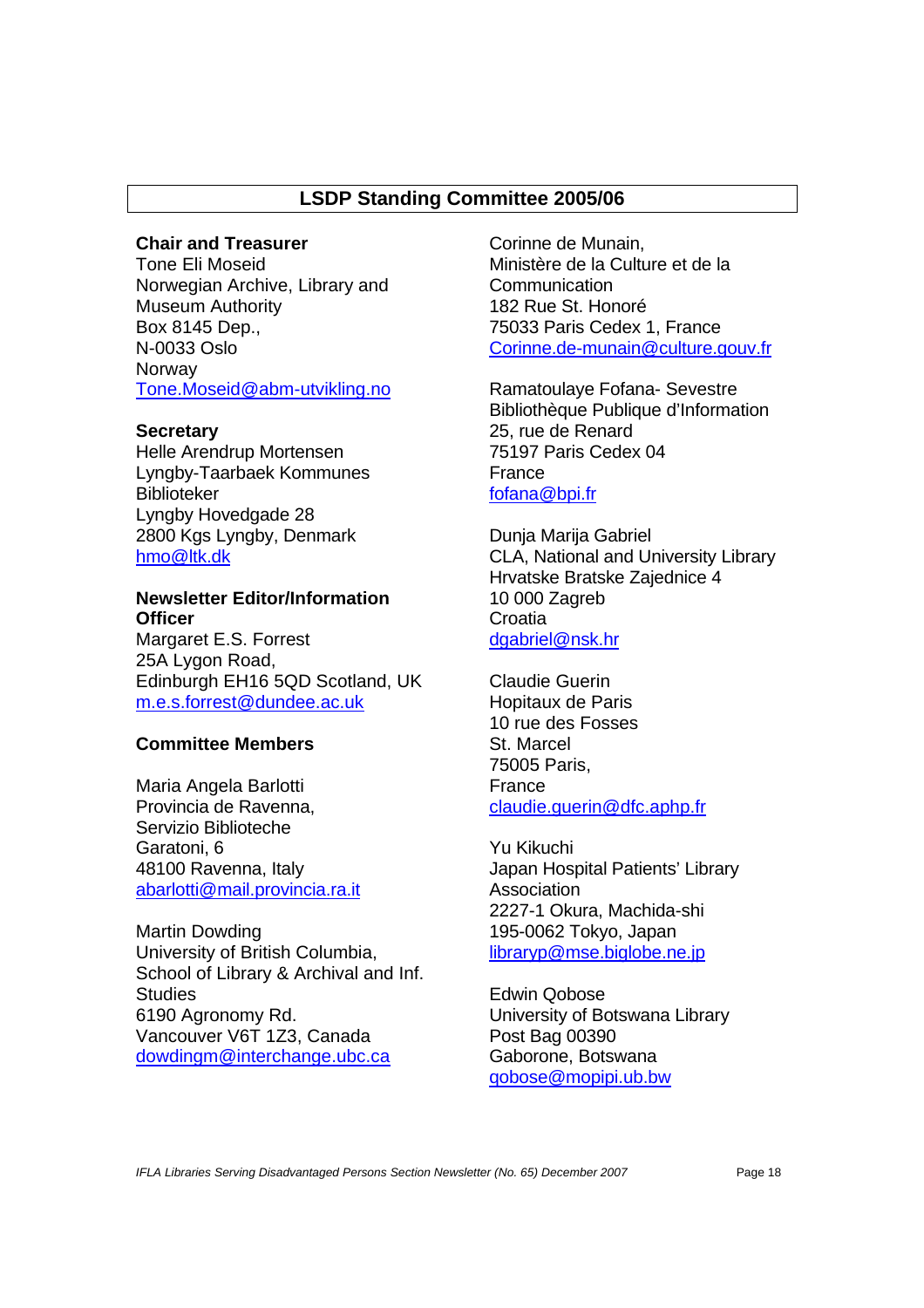## LSDP Standing Committee 2005/06

**Chair and Treasurer**
Tone Eli Moseid
Norwegian Archive, Library and Museum Authority
Box 8145 Dep.,
N-0033 Oslo
Norway
Tone.Moseid@abm-utvikling.no

**Secretary**
Helle Arendrup Mortensen
Lyngby-Taarbaek Kommunes Biblioteker
Lyngby Hovedgade 28
2800 Kgs Lyngby, Denmark
hmo@ltk.dk

**Newsletter Editor/Information Officer**
Margaret E.S. Forrest
25A Lygon Road,
Edinburgh EH16 5QD Scotland, UK
m.e.s.forrest@dundee.ac.uk

**Committee Members**

Maria Angela Barlotti
Provincia de Ravenna,
Servizio Biblioteche
Garatoni, 6
48100 Ravenna, Italy
abarlotti@mail.provincia.ra.it

Martin Dowding
University of British Columbia,
School of Library & Archival and Inf. Studies
6190 Agronomy Rd.
Vancouver V6T 1Z3, Canada
dowdingm@interchange.ubc.ca

Corinne de Munain,
Ministère de la Culture et de la Communication
182 Rue St. Honoré
75033 Paris Cedex 1, France
Corinne.de-munain@culture.gouv.fr

Ramatoulaye Fofana- Sevestre
Bibliothèque Publique d'Information
25, rue de Renard
75197 Paris Cedex 04
France
fofana@bpi.fr

Dunja Marija Gabriel
CLA, National and University Library
Hrvatske Bratske Zajednice 4
10 000 Zagreb
Croatia
dgabriel@nsk.hr

Claudie Guerin
Hopitaux de Paris
10 rue des Fosses
St. Marcel
75005 Paris,
France
claudie.guerin@dfc.aphp.fr

Yu Kikuchi
Japan Hospital Patients' Library Association
2227-1 Okura, Machida-shi
195-0062 Tokyo, Japan
libraryp@mse.biglobe.ne.jp

Edwin Qobose
University of Botswana Library
Post Bag 00390
Gaborone, Botswana
qobose@mopipi.ub.bw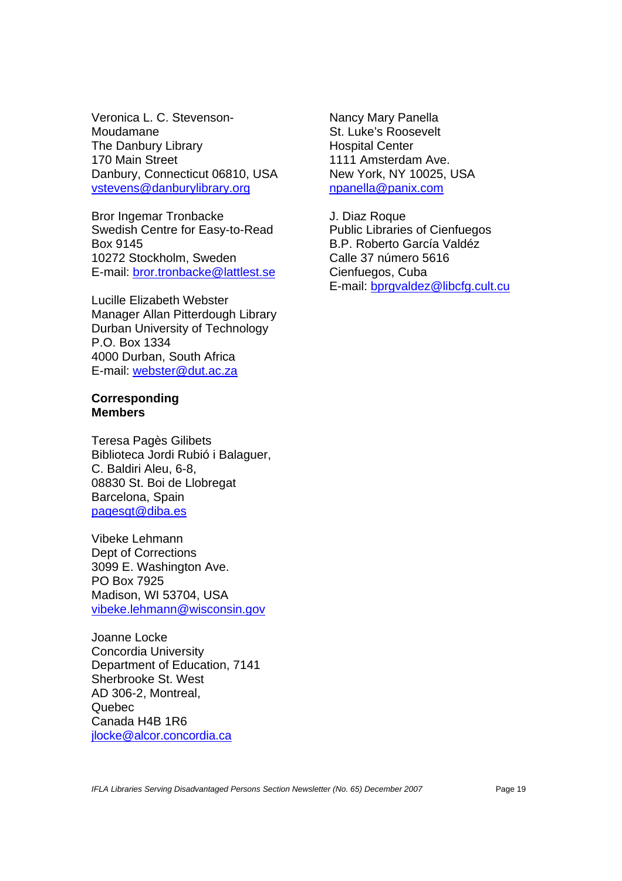Veronica L. C. Stevenson-Moudamane
The Danbury Library
170 Main Street
Danbury, Connecticut 06810, USA
vstevens@danburylibrary.org

Bror Ingemar Tronbacke
Swedish Centre for Easy-to-Read
Box 9145
10272 Stockholm, Sweden
E-mail: bror.tronbacke@lattlest.se

Lucille Elizabeth Webster
Manager Allan Pitterdough Library
Durban University of Technology
P.O. Box 1334
4000 Durban, South Africa
E-mail: webster@dut.ac.za

**Corresponding Members**

Teresa Pagès Gilibets
Biblioteca Jordi Rubió i Balaguer,
C. Baldiri Aleu, 6-8,
08830 St. Boi de Llobregat
Barcelona, Spain
pagesgt@diba.es

Vibeke Lehmann
Dept of Corrections
3099 E. Washington Ave.
PO Box 7925
Madison, WI 53704, USA
vibeke.lehmann@wisconsin.gov

Joanne Locke
Concordia University
Department of Education, 7141
Sherbrooke St. West
AD 306-2, Montreal,
Quebec
Canada H4B 1R6
jlocke@alcor.concordia.ca

Nancy Mary Panella
St. Luke's Roosevelt
Hospital Center
1111 Amsterdam Ave.
New York, NY 10025, USA
npanella@panix.com

J. Diaz Roque
Public Libraries of Cienfuegos
B.P. Roberto García Valdéz
Calle 37 número 5616
Cienfuegos, Cuba
E-mail: bprgvaldez@libcfg.cult.cu